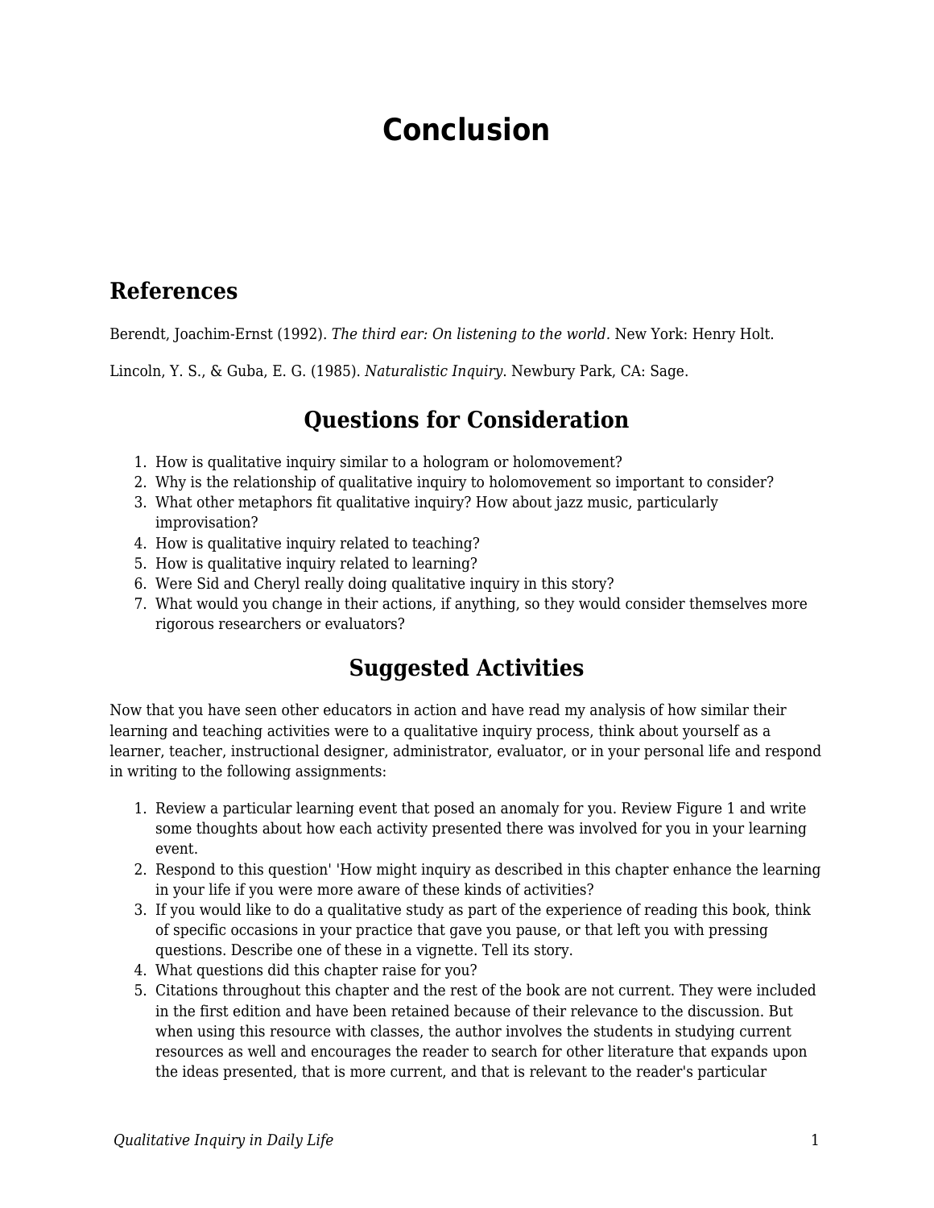# Conclusion

## References

Berendt, Joachim-Ernst (1992). *The third ear: On listening to the world*. New York: Henry Holt.

Lincoln, Y. S., & Guba, E. G. (1985). *Naturalistic Inquiry*. Newbury Park, CA: Sage.

## Questions for Consideration

1. How is qualitative inquiry similar to a hologram or holomovement?
2. Why is the relationship of qualitative inquiry to holomovement so important to consider?
3. What other metaphors fit qualitative inquiry? How about jazz music, particularly improvisation?
4. How is qualitative inquiry related to teaching?
5. How is qualitative inquiry related to learning?
6. Were Sid and Cheryl really doing qualitative inquiry in this story?
7. What would you change in their actions, if anything, so they would consider themselves more rigorous researchers or evaluators?

## Suggested Activities

Now that you have seen other educators in action and have read my analysis of how similar their learning and teaching activities were to a qualitative inquiry process, think about yourself as a learner, teacher, instructional designer, administrator, evaluator, or in your personal life and respond in writing to the following assignments:

1. Review a particular learning event that posed an anomaly for you. Review Figure 1 and write some thoughts about how each activity presented there was involved for you in your learning event.
2. Respond to this question' 'How might inquiry as described in this chapter enhance the learning in your life if you were more aware of these kinds of activities?
3. If you would like to do a qualitative study as part of the experience of reading this book, think of specific occasions in your practice that gave you pause, or that left you with pressing questions. Describe one of these in a vignette. Tell its story.
4. What questions did this chapter raise for you?
5. Citations throughout this chapter and the rest of the book are not current. They were included in the first edition and have been retained because of their relevance to the discussion. But when using this resource with classes, the author involves the students in studying current resources as well and encourages the reader to search for other literature that expands upon the ideas presented, that is more current, and that is relevant to the reader's particular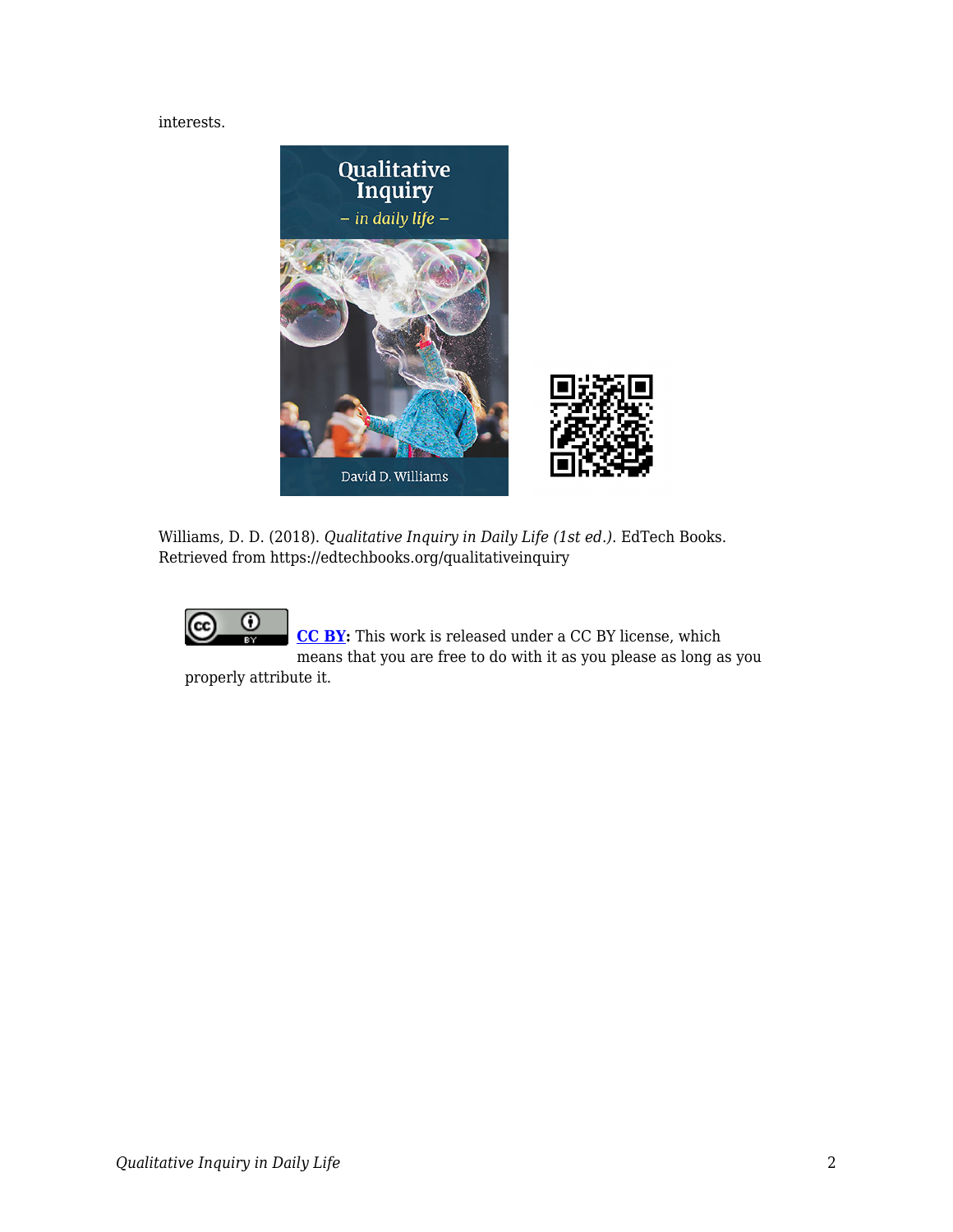interests.

Williams, D. D. (2018). *Qualitative Inquiry in Daily Life (1st ed.)*. EdTech Books. Retrieved from https://edtechbooks.org/qualitativeinquiry

**CC BY:** This work is released under a CC BY license, which means that you are free to do with it as you please as long as you properly attribute it.